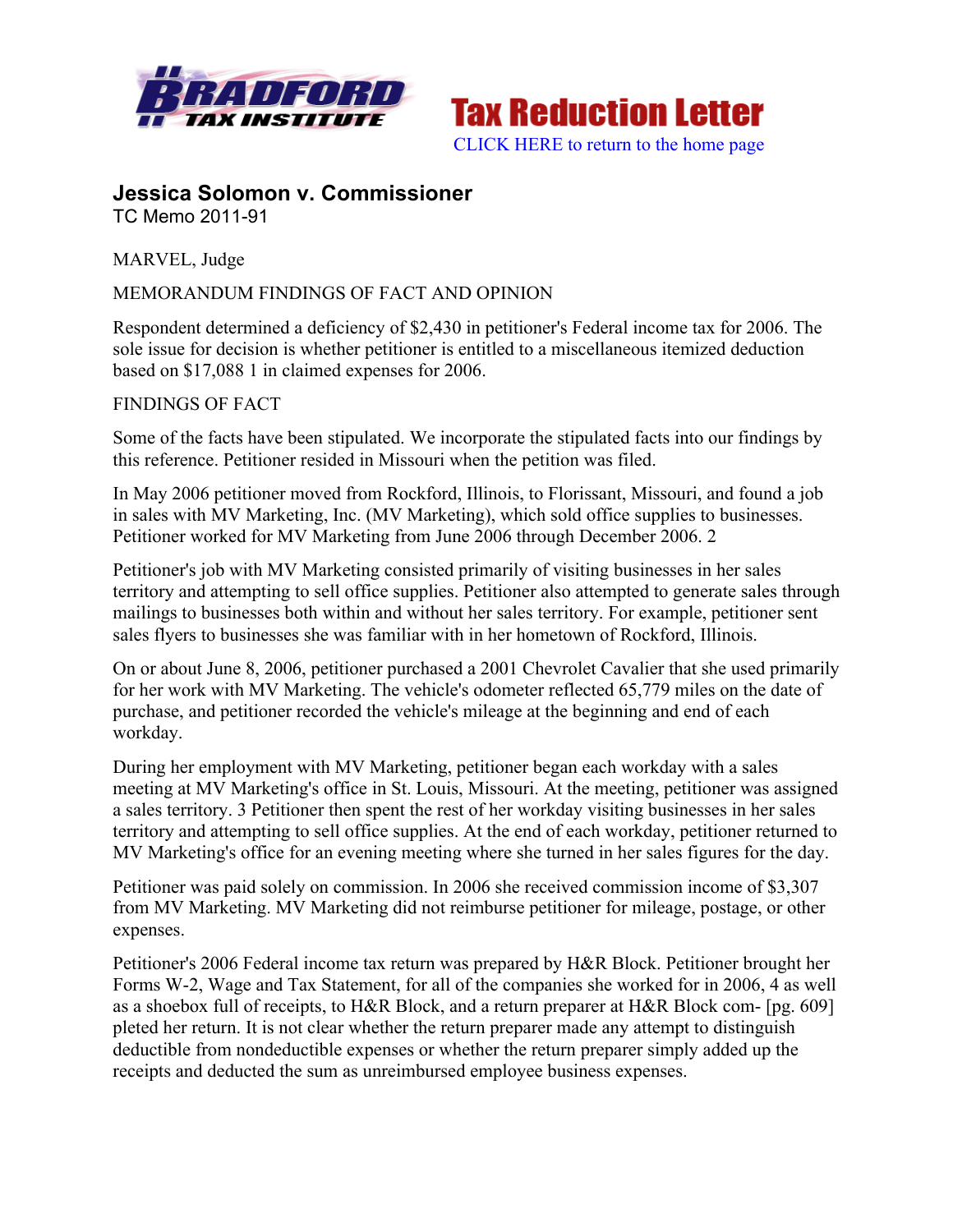Tax Reduction Letter

CLICK HERE to return to the home page

# Jessica Solomon v. Commissioner

TC Memo 2011-91

MARVEL, Judge

MEMORANDUM FINDINGS OF FACT AND OPINION

Respondent determined a deficiency of $2,430 in petitioner's Federal income tax for 2006. The sole issue for decision is whether petitioner is entitled to a miscellaneous itemized deduction based on $17,088 1 in claimed expenses for 2006.

FINDINGS OF FACT

Some of the facts have been stipulated. We incorporate the stipulated facts into our findings by this reference. Petitioner resided in Missouri when the petition was filed.

In May 2006 petitioner moved from Rockford, Illinois, to Florissant, Missouri, and found a job in sales with MV Marketing, Inc. (MV Marketing), which sold office supplies to businesses. Petitioner worked for MV Marketing from June 2006 through December 2006. 2

Petitioner's job with MV Marketing consisted primarily of visiting businesses in her sales territory and attempting to sell office supplies. Petitioner also attempted to generate sales through mailings to businesses both within and without her sales territory. For example, petitioner sent sales flyers to businesses she was familiar with in her hometown of Rockford, Illinois.

On or about June 8, 2006, petitioner purchased a 2001 Chevrolet Cavalier that she used primarily for her work with MV Marketing. The vehicle's odometer reflected 65,779 miles on the date of purchase, and petitioner recorded the vehicle's mileage at the beginning and end of each workday.

During her employment with MV Marketing, petitioner began each workday with a sales meeting at MV Marketing's office in St. Louis, Missouri. At the meeting, petitioner was assigned a sales territory. 3 Petitioner then spent the rest of her workday visiting businesses in her sales territory and attempting to sell office supplies. At the end of each workday, petitioner returned to MV Marketing's office for an evening meeting where she turned in her sales figures for the day.

Petitioner was paid solely on commission. In 2006 she received commission income of $3,307 from MV Marketing. MV Marketing did not reimburse petitioner for mileage, postage, or other expenses.

Petitioner's 2006 Federal income tax return was prepared by H&R Block. Petitioner brought her Forms W-2, Wage and Tax Statement, for all of the companies she worked for in 2006, 4 as well as a shoebox full of receipts, to H&R Block, and a return preparer at H&R Block com- [pg. 609] pleted her return. It is not clear whether the return preparer made any attempt to distinguish deductible from nondeductible expenses or whether the return preparer simply added up the receipts and deducted the sum as unreimbursed employee business expenses.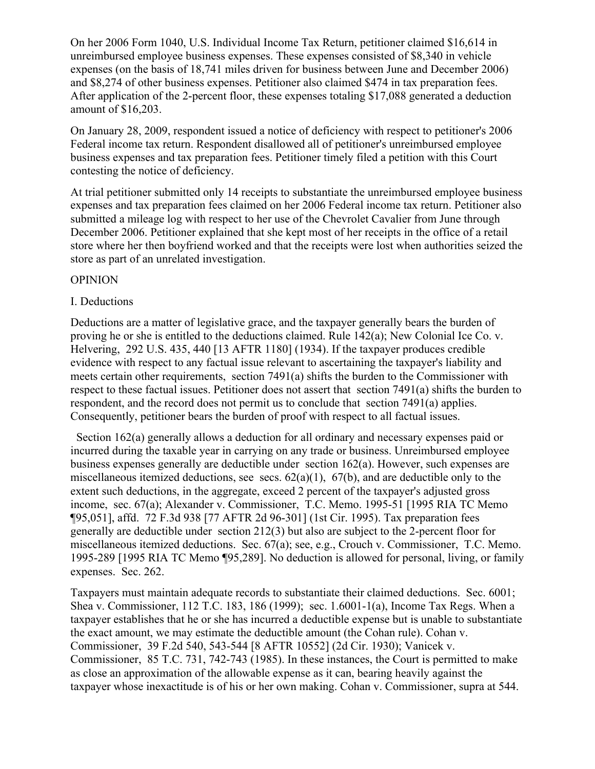On her 2006 Form 1040, U.S. Individual Income Tax Return, petitioner claimed $16,614 in unreimbursed employee business expenses. These expenses consisted of $8,340 in vehicle expenses (on the basis of 18,741 miles driven for business between June and December 2006) and $8,274 of other business expenses. Petitioner also claimed $474 in tax preparation fees. After application of the 2-percent floor, these expenses totaling $17,088 generated a deduction amount of $16,203.

On January 28, 2009, respondent issued a notice of deficiency with respect to petitioner's 2006 Federal income tax return. Respondent disallowed all of petitioner's unreimbursed employee business expenses and tax preparation fees. Petitioner timely filed a petition with this Court contesting the notice of deficiency.

At trial petitioner submitted only 14 receipts to substantiate the unreimbursed employee business expenses and tax preparation fees claimed on her 2006 Federal income tax return. Petitioner also submitted a mileage log with respect to her use of the Chevrolet Cavalier from June through December 2006. Petitioner explained that she kept most of her receipts in the office of a retail store where her then boyfriend worked and that the receipts were lost when authorities seized the store as part of an unrelated investigation.

OPINION

I. Deductions

Deductions are a matter of legislative grace, and the taxpayer generally bears the burden of proving he or she is entitled to the deductions claimed. Rule 142(a); New Colonial Ice Co. v. Helvering, 292 U.S. 435, 440 [13 AFTR 1180] (1934). If the taxpayer produces credible evidence with respect to any factual issue relevant to ascertaining the taxpayer's liability and meets certain other requirements, section 7491(a) shifts the burden to the Commissioner with respect to these factual issues. Petitioner does not assert that section 7491(a) shifts the burden to respondent, and the record does not permit us to conclude that section 7491(a) applies. Consequently, petitioner bears the burden of proof with respect to all factual issues.

Section 162(a) generally allows a deduction for all ordinary and necessary expenses paid or incurred during the taxable year in carrying on any trade or business. Unreimbursed employee business expenses generally are deductible under section 162(a). However, such expenses are miscellaneous itemized deductions, see secs. 62(a)(1), 67(b), and are deductible only to the extent such deductions, in the aggregate, exceed 2 percent of the taxpayer's adjusted gross income, sec. 67(a); Alexander v. Commissioner, T.C. Memo. 1995-51 [1995 RIA TC Memo ¶95,051], affd. 72 F.3d 938 [77 AFTR 2d 96-301] (1st Cir. 1995). Tax preparation fees generally are deductible under section 212(3) but also are subject to the 2-percent floor for miscellaneous itemized deductions. Sec. 67(a); see, e.g., Crouch v. Commissioner, T.C. Memo. 1995-289 [1995 RIA TC Memo ¶95,289]. No deduction is allowed for personal, living, or family expenses. Sec. 262.

Taxpayers must maintain adequate records to substantiate their claimed deductions. Sec. 6001; Shea v. Commissioner, 112 T.C. 183, 186 (1999); sec. 1.6001-1(a), Income Tax Regs. When a taxpayer establishes that he or she has incurred a deductible expense but is unable to substantiate the exact amount, we may estimate the deductible amount (the Cohan rule). Cohan v. Commissioner, 39 F.2d 540, 543-544 [8 AFTR 10552] (2d Cir. 1930); Vanicek v. Commissioner, 85 T.C. 731, 742-743 (1985). In these instances, the Court is permitted to make as close an approximation of the allowable expense as it can, bearing heavily against the taxpayer whose inexactitude is of his or her own making. Cohan v. Commissioner, supra at 544.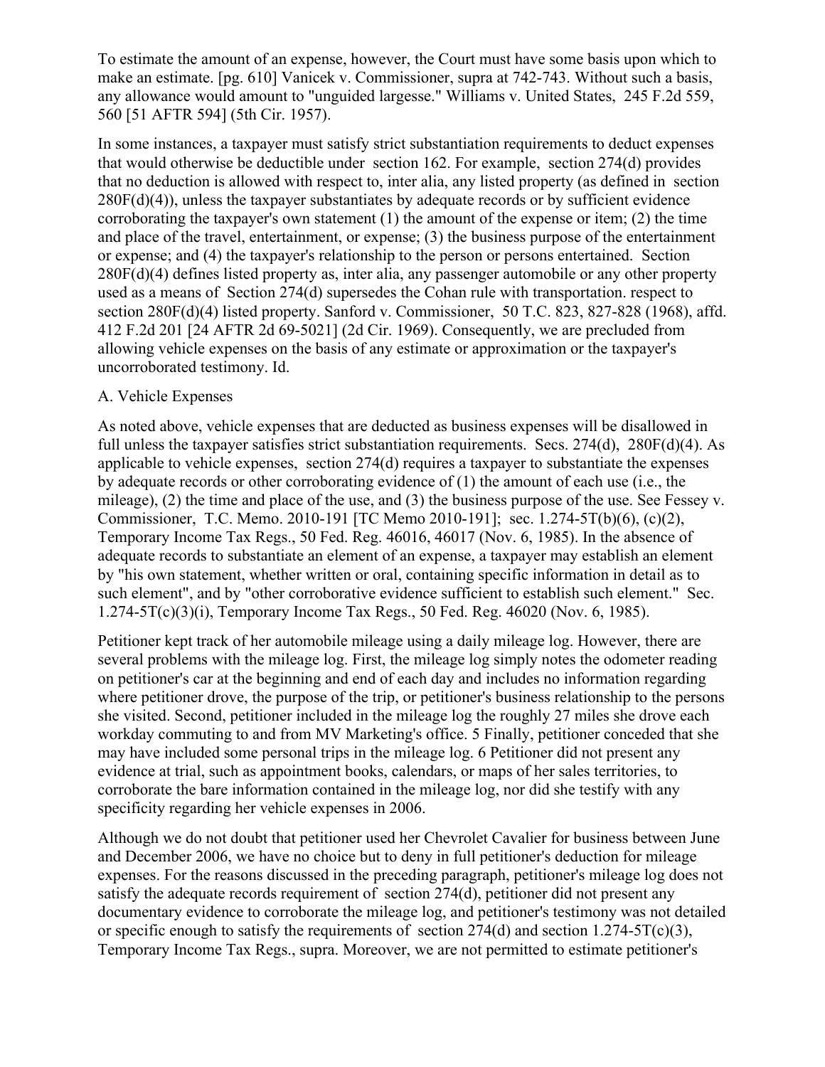To estimate the amount of an expense, however, the Court must have some basis upon which to make an estimate. [pg. 610] Vanicek v. Commissioner, supra at 742-743. Without such a basis, any allowance would amount to "unguided largesse." Williams v. United States, 245 F.2d 559, 560 [51 AFTR 594] (5th Cir. 1957).

In some instances, a taxpayer must satisfy strict substantiation requirements to deduct expenses that would otherwise be deductible under section 162. For example, section 274(d) provides that no deduction is allowed with respect to, inter alia, any listed property (as defined in section 280F(d)(4)), unless the taxpayer substantiates by adequate records or by sufficient evidence corroborating the taxpayer's own statement (1) the amount of the expense or item; (2) the time and place of the travel, entertainment, or expense; (3) the business purpose of the entertainment or expense; and (4) the taxpayer's relationship to the person or persons entertained. Section 280F(d)(4) defines listed property as, inter alia, any passenger automobile or any other property used as a means of Section 274(d) supersedes the Cohan rule with transportation. respect to section 280F(d)(4) listed property. Sanford v. Commissioner, 50 T.C. 823, 827-828 (1968), affd. 412 F.2d 201 [24 AFTR 2d 69-5021] (2d Cir. 1969). Consequently, we are precluded from allowing vehicle expenses on the basis of any estimate or approximation or the taxpayer's uncorroborated testimony. Id.

A. Vehicle Expenses

As noted above, vehicle expenses that are deducted as business expenses will be disallowed in full unless the taxpayer satisfies strict substantiation requirements. Secs. 274(d), 280F(d)(4). As applicable to vehicle expenses, section 274(d) requires a taxpayer to substantiate the expenses by adequate records or other corroborating evidence of (1) the amount of each use (i.e., the mileage), (2) the time and place of the use, and (3) the business purpose of the use. See Fessey v. Commissioner, T.C. Memo. 2010-191 [TC Memo 2010-191]; sec. 1.274-5T(b)(6), (c)(2), Temporary Income Tax Regs., 50 Fed. Reg. 46016, 46017 (Nov. 6, 1985). In the absence of adequate records to substantiate an element of an expense, a taxpayer may establish an element by "his own statement, whether written or oral, containing specific information in detail as to such element", and by "other corroborative evidence sufficient to establish such element." Sec. 1.274-5T(c)(3)(i), Temporary Income Tax Regs., 50 Fed. Reg. 46020 (Nov. 6, 1985).

Petitioner kept track of her automobile mileage using a daily mileage log. However, there are several problems with the mileage log. First, the mileage log simply notes the odometer reading on petitioner's car at the beginning and end of each day and includes no information regarding where petitioner drove, the purpose of the trip, or petitioner's business relationship to the persons she visited. Second, petitioner included in the mileage log the roughly 27 miles she drove each workday commuting to and from MV Marketing's office. 5 Finally, petitioner conceded that she may have included some personal trips in the mileage log. 6 Petitioner did not present any evidence at trial, such as appointment books, calendars, or maps of her sales territories, to corroborate the bare information contained in the mileage log, nor did she testify with any specificity regarding her vehicle expenses in 2006.

Although we do not doubt that petitioner used her Chevrolet Cavalier for business between June and December 2006, we have no choice but to deny in full petitioner's deduction for mileage expenses. For the reasons discussed in the preceding paragraph, petitioner's mileage log does not satisfy the adequate records requirement of section 274(d), petitioner did not present any documentary evidence to corroborate the mileage log, and petitioner's testimony was not detailed or specific enough to satisfy the requirements of section 274(d) and section 1.274-5T(c)(3), Temporary Income Tax Regs., supra. Moreover, we are not permitted to estimate petitioner's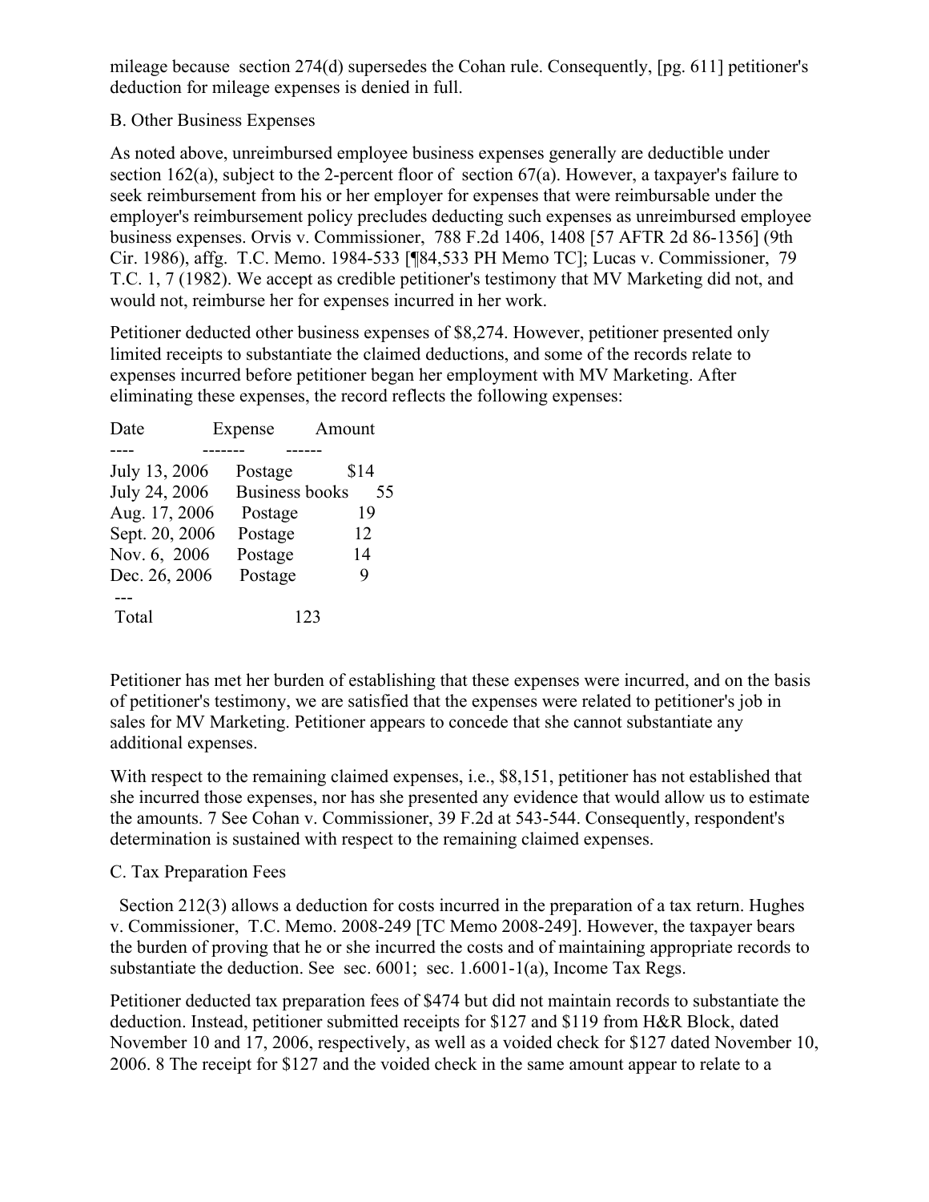mileage because section 274(d) supersedes the Cohan rule. Consequently, [pg. 611] petitioner's deduction for mileage expenses is denied in full.

B. Other Business Expenses

As noted above, unreimbursed employee business expenses generally are deductible under section 162(a), subject to the 2-percent floor of section 67(a). However, a taxpayer's failure to seek reimbursement from his or her employer for expenses that were reimbursable under the employer's reimbursement policy precludes deducting such expenses as unreimbursed employee business expenses. Orvis v. Commissioner, 788 F.2d 1406, 1408 [57 AFTR 2d 86-1356] (9th Cir. 1986), affg. T.C. Memo. 1984-533 [¶84,533 PH Memo TC]; Lucas v. Commissioner, 79 T.C. 1, 7 (1982). We accept as credible petitioner's testimony that MV Marketing did not, and would not, reimburse her for expenses incurred in her work.

Petitioner deducted other business expenses of $8,274. However, petitioner presented only limited receipts to substantiate the claimed deductions, and some of the records relate to expenses incurred before petitioner began her employment with MV Marketing. After eliminating these expenses, the record reflects the following expenses:

| Date | Expense | Amount |
|---|---|---|
| July 13, 2006 | Postage | $14 |
| July 24, 2006 | Business books | 55 |
| Aug. 17, 2006 | Postage | 19 |
| Sept. 20, 2006 | Postage | 12 |
| Nov. 6, 2006 | Postage | 14 |
| Dec. 26, 2006 | Postage | 9 |
| Total | | 123 |

Petitioner has met her burden of establishing that these expenses were incurred, and on the basis of petitioner's testimony, we are satisfied that the expenses were related to petitioner's job in sales for MV Marketing. Petitioner appears to concede that she cannot substantiate any additional expenses.

With respect to the remaining claimed expenses, i.e., $8,151, petitioner has not established that she incurred those expenses, nor has she presented any evidence that would allow us to estimate the amounts. 7 See Cohan v. Commissioner, 39 F.2d at 543-544. Consequently, respondent's determination is sustained with respect to the remaining claimed expenses.

C. Tax Preparation Fees

Section 212(3) allows a deduction for costs incurred in the preparation of a tax return. Hughes v. Commissioner, T.C. Memo. 2008-249 [TC Memo 2008-249]. However, the taxpayer bears the burden of proving that he or she incurred the costs and of maintaining appropriate records to substantiate the deduction. See sec. 6001; sec. 1.6001-1(a), Income Tax Regs.

Petitioner deducted tax preparation fees of $474 but did not maintain records to substantiate the deduction. Instead, petitioner submitted receipts for $127 and $119 from H&R Block, dated November 10 and 17, 2006, respectively, as well as a voided check for $127 dated November 10, 2006. 8 The receipt for $127 and the voided check in the same amount appear to relate to a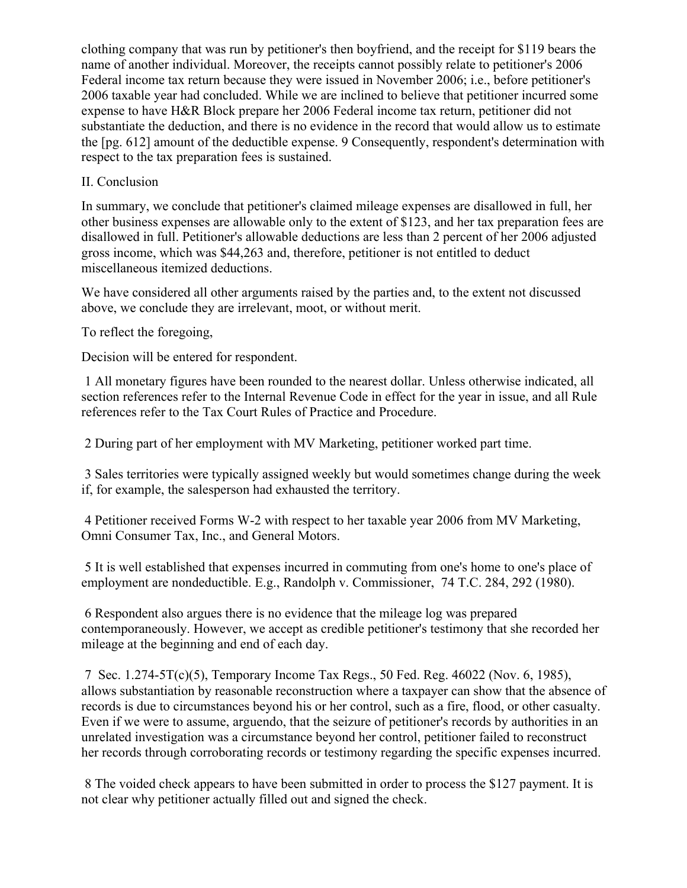clothing company that was run by petitioner's then boyfriend, and the receipt for $119 bears the name of another individual. Moreover, the receipts cannot possibly relate to petitioner's 2006 Federal income tax return because they were issued in November 2006; i.e., before petitioner's 2006 taxable year had concluded. While we are inclined to believe that petitioner incurred some expense to have H&R Block prepare her 2006 Federal income tax return, petitioner did not substantiate the deduction, and there is no evidence in the record that would allow us to estimate the [pg. 612] amount of the deductible expense. 9 Consequently, respondent's determination with respect to the tax preparation fees is sustained.

## II. Conclusion

In summary, we conclude that petitioner's claimed mileage expenses are disallowed in full, her other business expenses are allowable only to the extent of $123, and her tax preparation fees are disallowed in full. Petitioner's allowable deductions are less than 2 percent of her 2006 adjusted gross income, which was $44,263 and, therefore, petitioner is not entitled to deduct miscellaneous itemized deductions.

We have considered all other arguments raised by the parties and, to the extent not discussed above, we conclude they are irrelevant, moot, or without merit.

To reflect the foregoing,

Decision will be entered for respondent.

1 All monetary figures have been rounded to the nearest dollar. Unless otherwise indicated, all section references refer to the Internal Revenue Code in effect for the year in issue, and all Rule references refer to the Tax Court Rules of Practice and Procedure.

2 During part of her employment with MV Marketing, petitioner worked part time.

3 Sales territories were typically assigned weekly but would sometimes change during the week if, for example, the salesperson had exhausted the territory.

4 Petitioner received Forms W-2 with respect to her taxable year 2006 from MV Marketing, Omni Consumer Tax, Inc., and General Motors.

5 It is well established that expenses incurred in commuting from one's home to one's place of employment are nondeductible. E.g., Randolph v. Commissioner, 74 T.C. 284, 292 (1980).

6 Respondent also argues there is no evidence that the mileage log was prepared contemporaneously. However, we accept as credible petitioner's testimony that she recorded her mileage at the beginning and end of each day.

7 Sec. 1.274-5T(c)(5), Temporary Income Tax Regs., 50 Fed. Reg. 46022 (Nov. 6, 1985), allows substantiation by reasonable reconstruction where a taxpayer can show that the absence of records is due to circumstances beyond his or her control, such as a fire, flood, or other casualty. Even if we were to assume, arguendo, that the seizure of petitioner's records by authorities in an unrelated investigation was a circumstance beyond her control, petitioner failed to reconstruct her records through corroborating records or testimony regarding the specific expenses incurred.

8 The voided check appears to have been submitted in order to process the $127 payment. It is not clear why petitioner actually filled out and signed the check.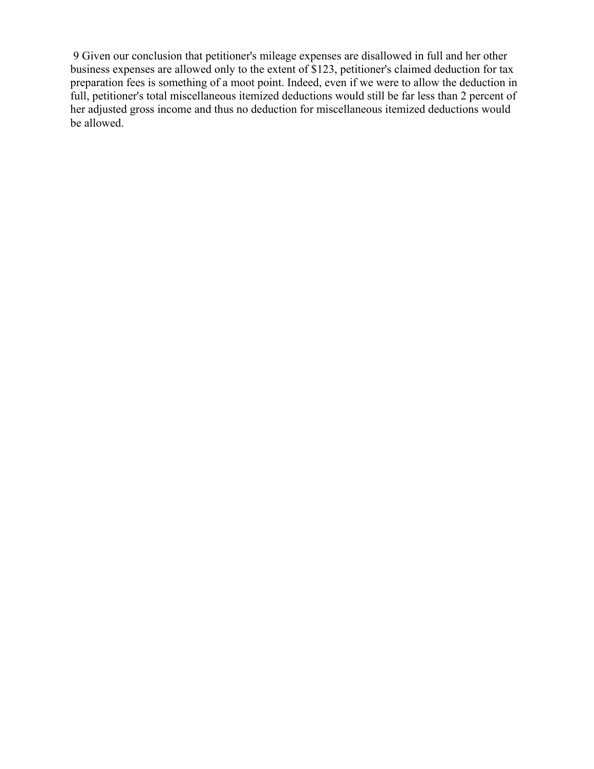9 Given our conclusion that petitioner's mileage expenses are disallowed in full and her other business expenses are allowed only to the extent of $123, petitioner's claimed deduction for tax preparation fees is something of a moot point. Indeed, even if we were to allow the deduction in full, petitioner's total miscellaneous itemized deductions would still be far less than 2 percent of her adjusted gross income and thus no deduction for miscellaneous itemized deductions would be allowed.